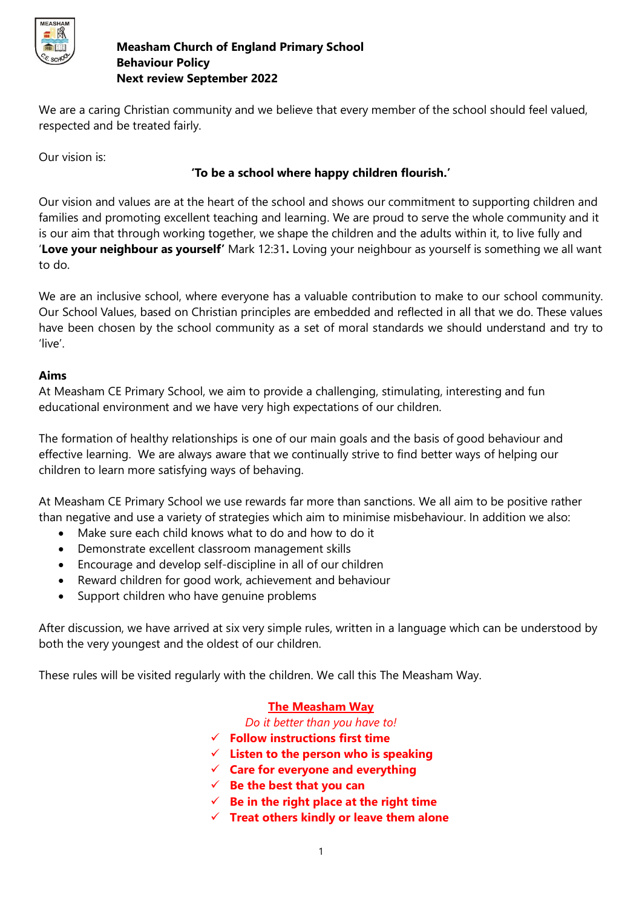# Measham Church of England Primary School
## Behaviour Policy
**Next review September 2022**

We are a caring Christian community and we believe that every member of the school should feel valued, respected and be treated fairly.

Our vision is:

**'To be a school where happy children flourish.'**

Our vision and values are at the heart of the school and shows our commitment to supporting children and families and promoting excellent teaching and learning. We are proud to serve the whole community and it is our aim that through working together, we shape the children and the adults within it, to live fully and '**Love your neighbour as yourself'** Mark 12:31**.** Loving your neighbour as yourself is something we all want to do.

We are an inclusive school, where everyone has a valuable contribution to make to our school community. Our School Values, based on Christian principles are embedded and reflected in all that we do. These values have been chosen by the school community as a set of moral standards we should understand and try to 'live'.

### Aims

At Measham CE Primary School, we aim to provide a challenging, stimulating, interesting and fun educational environment and we have very high expectations of our children.

The formation of healthy relationships is one of our main goals and the basis of good behaviour and effective learning. We are always aware that we continually strive to find better ways of helping our children to learn more satisfying ways of behaving.

At Measham CE Primary School we use rewards far more than sanctions. We all aim to be positive rather than negative and use a variety of strategies which aim to minimise misbehaviour. In addition we also:

- Make sure each child knows what to do and how to do it
- Demonstrate excellent classroom management skills
- Encourage and develop self-discipline in all of our children
- Reward children for good work, achievement and behaviour
- Support children who have genuine problems

After discussion, we have arrived at six very simple rules, written in a language which can be understood by both the very youngest and the oldest of our children.

These rules will be visited regularly with the children. We call this The Measham Way.

**The Measham Way**

*Do it better than you have to!*

- ✓ **Follow instructions first time**
- ✓ **Listen to the person who is speaking**
- ✓ **Care for everyone and everything**
- ✓ **Be the best that you can**
- ✓ **Be in the right place at the right time**
- ✓ **Treat others kindly or leave them alone**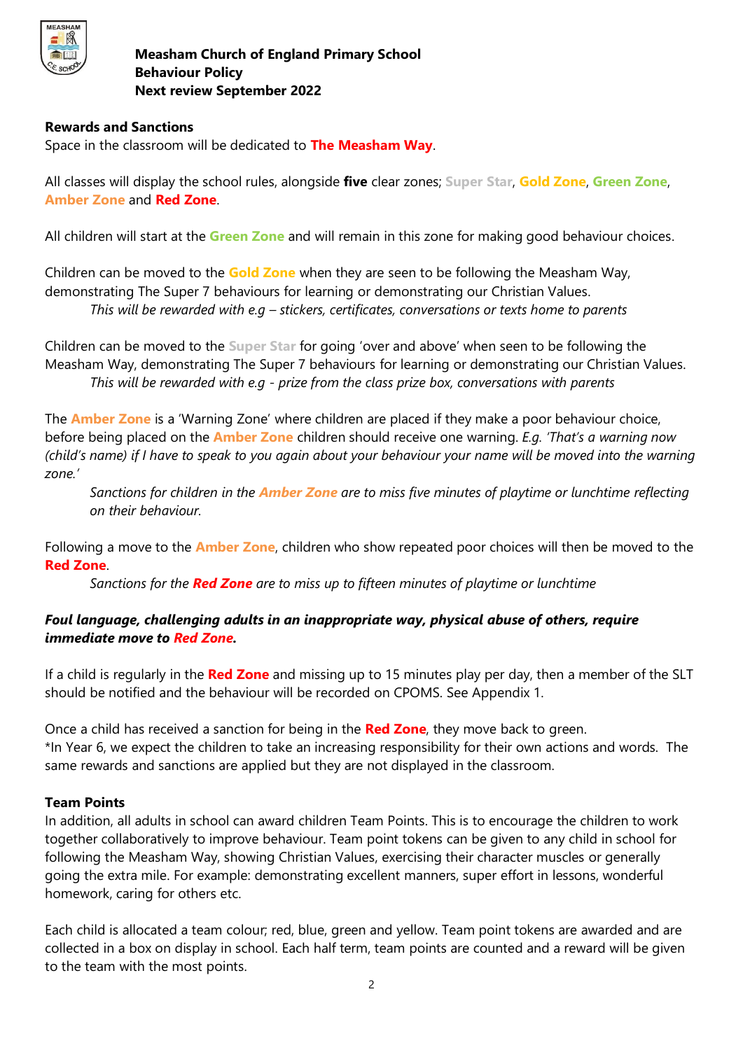**Measham Church of England Primary School**
**Behaviour Policy**
**Next review September 2022**

**Rewards and Sanctions**

Space in the classroom will be dedicated to **The Measham Way**.

All classes will display the school rules, alongside **five** clear zones; **Super Star**, **Gold Zone**, **Green Zone**, **Amber Zone** and **Red Zone**.

All children will start at the **Green Zone** and will remain in this zone for making good behaviour choices.

Children can be moved to the **Gold Zone** when they are seen to be following the Measham Way, demonstrating The Super 7 behaviours for learning or demonstrating our Christian Values.

*This will be rewarded with e.g – stickers, certificates, conversations or texts home to parents*

Children can be moved to the **Super Star** for going 'over and above' when seen to be following the Measham Way, demonstrating The Super 7 behaviours for learning or demonstrating our Christian Values.

*This will be rewarded with e.g - prize from the class prize box, conversations with parents*

The **Amber Zone** is a 'Warning Zone' where children are placed if they make a poor behaviour choice, before being placed on the **Amber Zone** children should receive one warning. *E.g. 'That's a warning now (child's name) if I have to speak to you again about your behaviour your name will be moved into the warning zone.'*

*Sanctions for children in the **Amber Zone** are to miss five minutes of playtime or lunchtime reflecting on their behaviour.*

Following a move to the **Amber Zone**, children who show repeated poor choices will then be moved to the **Red Zone**.

*Sanctions for the **Red Zone** are to miss up to fifteen minutes of playtime or lunchtime*

***Foul language, challenging adults in an inappropriate way, physical abuse of others, require immediate move to Red Zone.***

If a child is regularly in the **Red Zone** and missing up to 15 minutes play per day, then a member of the SLT should be notified and the behaviour will be recorded on CPOMS. See Appendix 1.

Once a child has received a sanction for being in the **Red Zone**, they move back to green.
*In Year 6, we expect the children to take an increasing responsibility for their own actions and words. The same rewards and sanctions are applied but they are not displayed in the classroom.

**Team Points**

In addition, all adults in school can award children Team Points. This is to encourage the children to work together collaboratively to improve behaviour. Team point tokens can be given to any child in school for following the Measham Way, showing Christian Values, exercising their character muscles or generally going the extra mile. For example: demonstrating excellent manners, super effort in lessons, wonderful homework, caring for others etc.

Each child is allocated a team colour; red, blue, green and yellow. Team point tokens are awarded and are collected in a box on display in school. Each half term, team points are counted and a reward will be given to the team with the most points.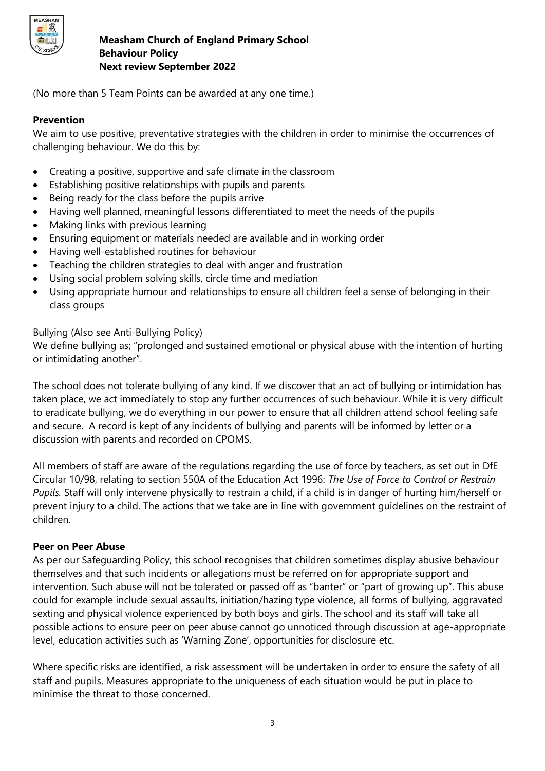(No more than 5 Team Points can be awarded at any one time.)

**Prevention**

We aim to use positive, preventative strategies with the children in order to minimise the occurrences of challenging behaviour. We do this by:

- Creating a positive, supportive and safe climate in the classroom
- Establishing positive relationships with pupils and parents
- Being ready for the class before the pupils arrive
- Having well planned, meaningful lessons differentiated to meet the needs of the pupils
- Making links with previous learning
- Ensuring equipment or materials needed are available and in working order
- Having well-established routines for behaviour
- Teaching the children strategies to deal with anger and frustration
- Using social problem solving skills, circle time and mediation
- Using appropriate humour and relationships to ensure all children feel a sense of belonging in their class groups

Bullying (Also see Anti-Bullying Policy)

We define bullying as; "prolonged and sustained emotional or physical abuse with the intention of hurting or intimidating another".

The school does not tolerate bullying of any kind. If we discover that an act of bullying or intimidation has taken place, we act immediately to stop any further occurrences of such behaviour. While it is very difficult to eradicate bullying, we do everything in our power to ensure that all children attend school feeling safe and secure. A record is kept of any incidents of bullying and parents will be informed by letter or a discussion with parents and recorded on CPOMS.

All members of staff are aware of the regulations regarding the use of force by teachers, as set out in DfE Circular 10/98, relating to section 550A of the Education Act 1996: *The Use of Force to Control or Restrain Pupils.* Staff will only intervene physically to restrain a child, if a child is in danger of hurting him/herself or prevent injury to a child. The actions that we take are in line with government guidelines on the restraint of children.

**Peer on Peer Abuse**

As per our Safeguarding Policy, this school recognises that children sometimes display abusive behaviour themselves and that such incidents or allegations must be referred on for appropriate support and intervention. Such abuse will not be tolerated or passed off as "banter" or "part of growing up". This abuse could for example include sexual assaults, initiation/hazing type violence, all forms of bullying, aggravated sexting and physical violence experienced by both boys and girls. The school and its staff will take all possible actions to ensure peer on peer abuse cannot go unnoticed through discussion at age-appropriate level, education activities such as 'Warning Zone', opportunities for disclosure etc.

Where specific risks are identified, a risk assessment will be undertaken in order to ensure the safety of all staff and pupils. Measures appropriate to the uniqueness of each situation would be put in place to minimise the threat to those concerned.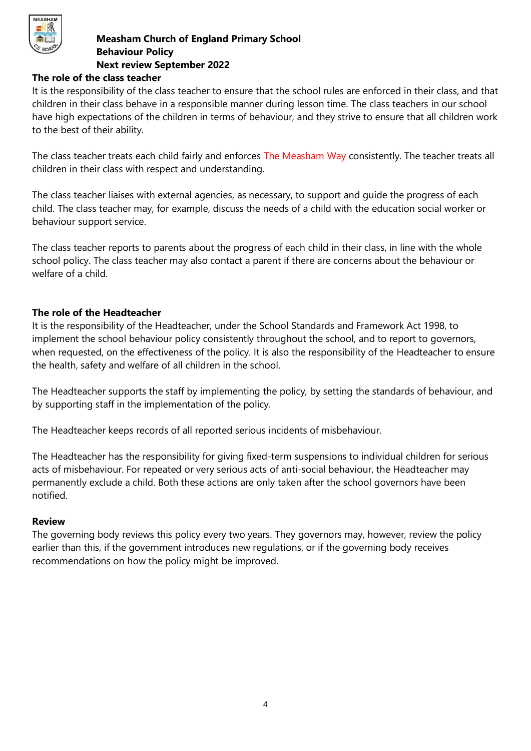## The role of the class teacher

It is the responsibility of the class teacher to ensure that the school rules are enforced in their class, and that children in their class behave in a responsible manner during lesson time. The class teachers in our school have high expectations of the children in terms of behaviour, and they strive to ensure that all children work to the best of their ability.

The class teacher treats each child fairly and enforces The Measham Way consistently. The teacher treats all children in their class with respect and understanding.

The class teacher liaises with external agencies, as necessary, to support and guide the progress of each child. The class teacher may, for example, discuss the needs of a child with the education social worker or behaviour support service.

The class teacher reports to parents about the progress of each child in their class, in line with the whole school policy. The class teacher may also contact a parent if there are concerns about the behaviour or welfare of a child.

## The role of the Headteacher

It is the responsibility of the Headteacher, under the School Standards and Framework Act 1998, to implement the school behaviour policy consistently throughout the school, and to report to governors, when requested, on the effectiveness of the policy. It is also the responsibility of the Headteacher to ensure the health, safety and welfare of all children in the school.

The Headteacher supports the staff by implementing the policy, by setting the standards of behaviour, and by supporting staff in the implementation of the policy.

The Headteacher keeps records of all reported serious incidents of misbehaviour.

The Headteacher has the responsibility for giving fixed-term suspensions to individual children for serious acts of misbehaviour. For repeated or very serious acts of anti-social behaviour, the Headteacher may permanently exclude a child. Both these actions are only taken after the school governors have been notified.

## Review

The governing body reviews this policy every two years. They governors may, however, review the policy earlier than this, if the government introduces new regulations, or if the governing body receives recommendations on how the policy might be improved.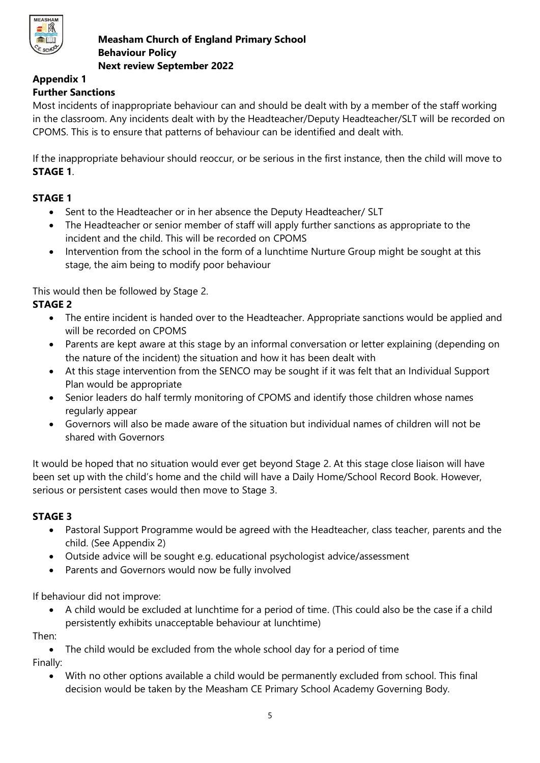## Appendix 1

### Further Sanctions

Most incidents of inappropriate behaviour can and should be dealt with by a member of the staff working in the classroom. Any incidents dealt with by the Headteacher/Deputy Headteacher/SLT will be recorded on CPOMS. This is to ensure that patterns of behaviour can be identified and dealt with.

If the inappropriate behaviour should reoccur, or be serious in the first instance, then the child will move to **STAGE 1**.

### STAGE 1

- Sent to the Headteacher or in her absence the Deputy Headteacher/ SLT
- The Headteacher or senior member of staff will apply further sanctions as appropriate to the incident and the child. This will be recorded on CPOMS
- Intervention from the school in the form of a lunchtime Nurture Group might be sought at this stage, the aim being to modify poor behaviour

This would then be followed by Stage 2.

### STAGE 2

- The entire incident is handed over to the Headteacher. Appropriate sanctions would be applied and will be recorded on CPOMS
- Parents are kept aware at this stage by an informal conversation or letter explaining (depending on the nature of the incident) the situation and how it has been dealt with
- At this stage intervention from the SENCO may be sought if it was felt that an Individual Support Plan would be appropriate
- Senior leaders do half termly monitoring of CPOMS and identify those children whose names regularly appear
- Governors will also be made aware of the situation but individual names of children will not be shared with Governors

It would be hoped that no situation would ever get beyond Stage 2. At this stage close liaison will have been set up with the child's home and the child will have a Daily Home/School Record Book. However, serious or persistent cases would then move to Stage 3.

### STAGE 3

- Pastoral Support Programme would be agreed with the Headteacher, class teacher, parents and the child. (See Appendix 2)
- Outside advice will be sought e.g. educational psychologist advice/assessment
- Parents and Governors would now be fully involved

If behaviour did not improve:

- A child would be excluded at lunchtime for a period of time. (This could also be the case if a child persistently exhibits unacceptable behaviour at lunchtime)

Then:

- The child would be excluded from the whole school day for a period of time

Finally:

- With no other options available a child would be permanently excluded from school. This final decision would be taken by the Measham CE Primary School Academy Governing Body.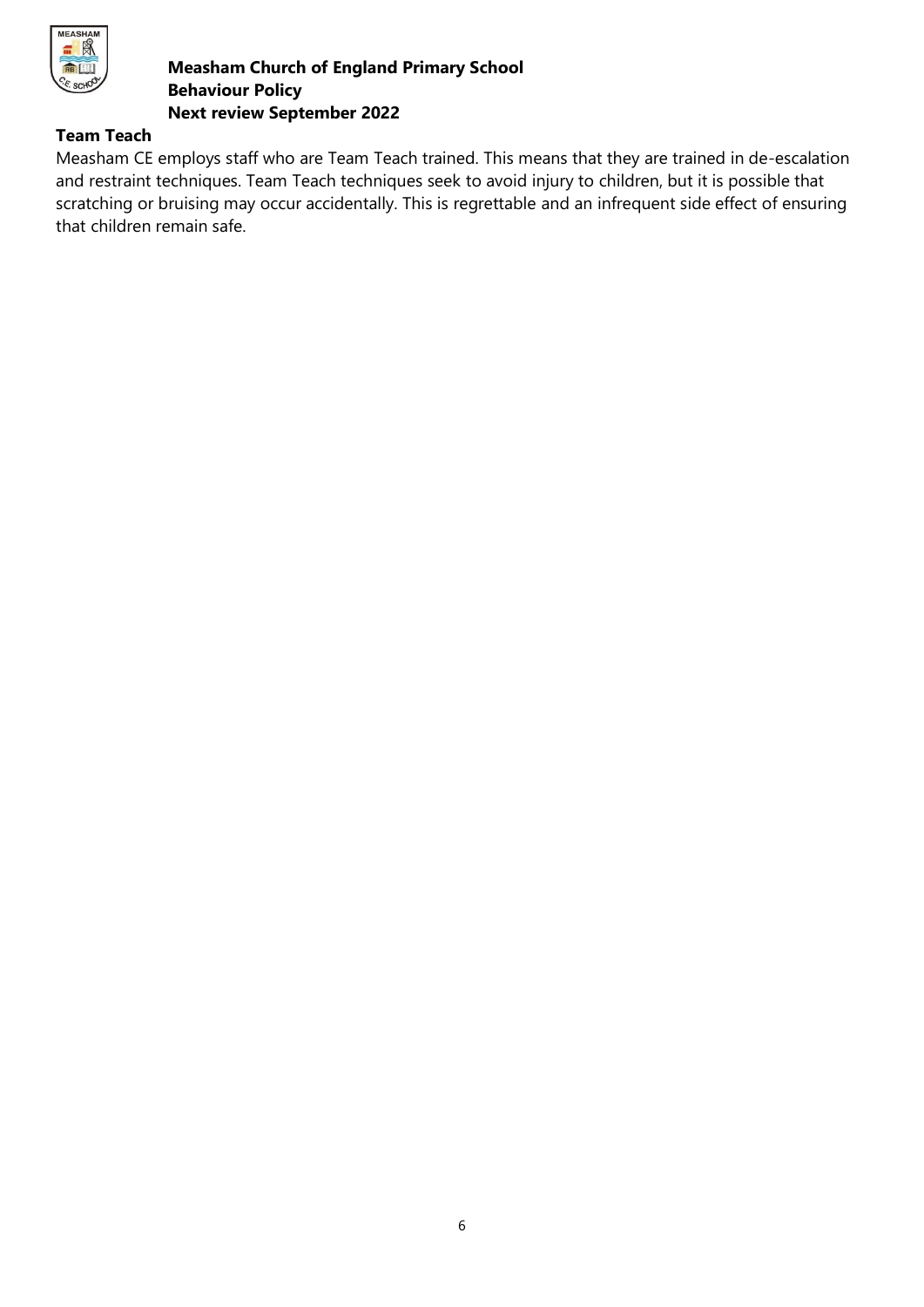## Team Teach

Measham CE employs staff who are Team Teach trained. This means that they are trained in de-escalation and restraint techniques. Team Teach techniques seek to avoid injury to children, but it is possible that scratching or bruising may occur accidentally. This is regrettable and an infrequent side effect of ensuring that children remain safe.